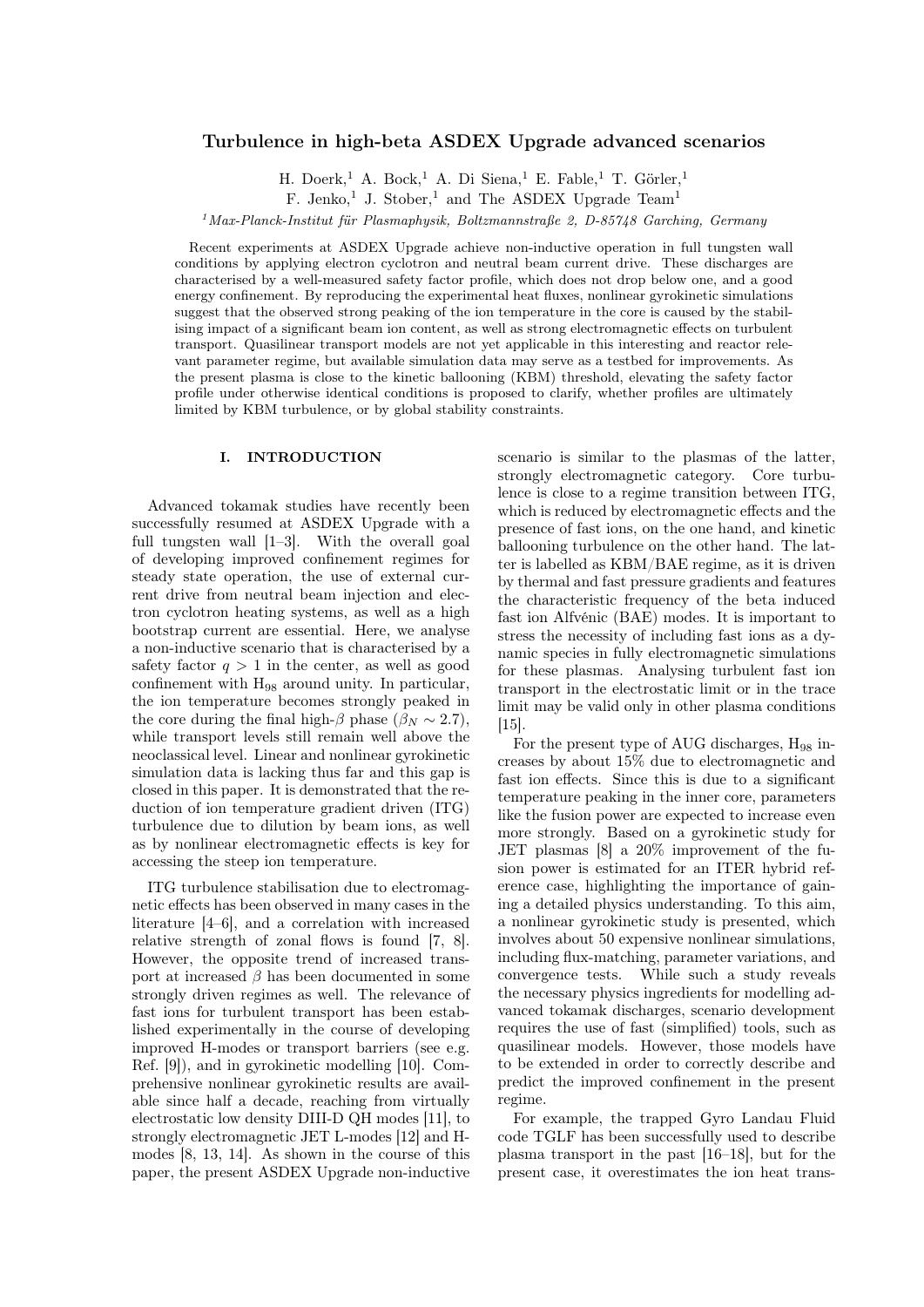# Turbulence in high-beta ASDEX Upgrade advanced scenarios

H. Doerk,[1] A. Bock,[1] A. Di Siena,[1] E. Fable,[1] T. Görler,[1] F. Jenko,[1] J. Stober,[1] and The ASDEX Upgrade Team[1]

[1] *Max-Planck-Institut für Plasmaphysik, Boltzmannstraße 2, D-85748 Garching, Germany*

Recent experiments at ASDEX Upgrade achieve non-inductive operation in full tungsten wall conditions by applying electron cyclotron and neutral beam current drive. These discharges are characterised by a well-measured safety factor profile, which does not drop below one, and a good energy confinement. By reproducing the experimental heat fluxes, nonlinear gyrokinetic simulations suggest that the observed strong peaking of the ion temperature in the core is caused by the stabilising impact of a significant beam ion content, as well as strong electromagnetic effects on turbulent transport. Quasilinear transport models are not yet applicable in this interesting and reactor relevant parameter regime, but available simulation data may serve as a testbed for improvements. As the present plasma is close to the kinetic ballooning (KBM) threshold, elevating the safety factor profile under otherwise identical conditions is proposed to clarify, whether profiles are ultimately limited by KBM turbulence, or by global stability constraints.

## I. INTRODUCTION

Advanced tokamak studies have recently been successfully resumed at ASDEX Upgrade with a full tungsten wall [1–3]. With the overall goal of developing improved confinement regimes for steady state operation, the use of external current drive from neutral beam injection and electron cyclotron heating systems, as well as a high bootstrap current are essential. Here, we analyse a non-inductive scenario that is characterised by a safety factor $q > 1$ in the center, as well as good confinement with $H_{98}$ around unity. In particular, the ion temperature becomes strongly peaked in the core during the final high-$\beta$ phase ($\beta_N \sim 2.7$), while transport levels still remain well above the neoclassical level. Linear and nonlinear gyrokinetic simulation data is lacking thus far and this gap is closed in this paper. It is demonstrated that the reduction of ion temperature gradient driven (ITG) turbulence due to dilution by beam ions, as well as by nonlinear electromagnetic effects is key for accessing the steep ion temperature.

ITG turbulence stabilisation due to electromagnetic effects has been observed in many cases in the literature [4–6], and a correlation with increased relative strength of zonal flows is found [7, 8]. However, the opposite trend of increased transport at increased $\beta$ has been documented in some strongly driven regimes as well. The relevance of fast ions for turbulent transport has been established experimentally in the course of developing improved H-modes or transport barriers (see e.g. Ref. [9]), and in gyrokinetic modelling [10]. Comprehensive nonlinear gyrokinetic results are available since half a decade, reaching from virtually electrostatic low density DIII-D QH modes [11], to strongly electromagnetic JET L-modes [12] and H-modes [8, 13, 14]. As shown in the course of this paper, the present ASDEX Upgrade non-inductive scenario is similar to the plasmas of the latter, strongly electromagnetic category. Core turbulence is close to a regime transition between ITG, which is reduced by electromagnetic effects and the presence of fast ions, on the one hand, and kinetic ballooning turbulence on the other hand. The latter is labelled as KBM/BAE regime, as it is driven by thermal and fast pressure gradients and features the characteristic frequency of the beta induced fast ion Alfvénic (BAE) modes. It is important to stress the necessity of including fast ions as a dynamic species in fully electromagnetic simulations for these plasmas. Analysing turbulent fast ion transport in the electrostatic limit or in the trace limit may be valid only in other plasma conditions [15].

For the present type of AUG discharges, $H_{98}$ increases by about 15% due to electromagnetic and fast ion effects. Since this is due to a significant temperature peaking in the inner core, parameters like the fusion power are expected to increase even more strongly. Based on a gyrokinetic study for JET plasmas [8] a 20% improvement of the fusion power is estimated for an ITER hybrid reference case, highlighting the importance of gaining a detailed physics understanding. To this aim, a nonlinear gyrokinetic study is presented, which involves about 50 expensive nonlinear simulations, including flux-matching, parameter variations, and convergence tests. While such a study reveals the necessary physics ingredients for modelling advanced tokamak discharges, scenario development requires the use of fast (simplified) tools, such as quasilinear models. However, those models have to be extended in order to correctly describe and predict the improved confinement in the present regime.

For example, the trapped Gyro Landau Fluid code TGLF has been successfully used to describe plasma transport in the past [16–18], but for the present case, it overestimates the ion heat trans-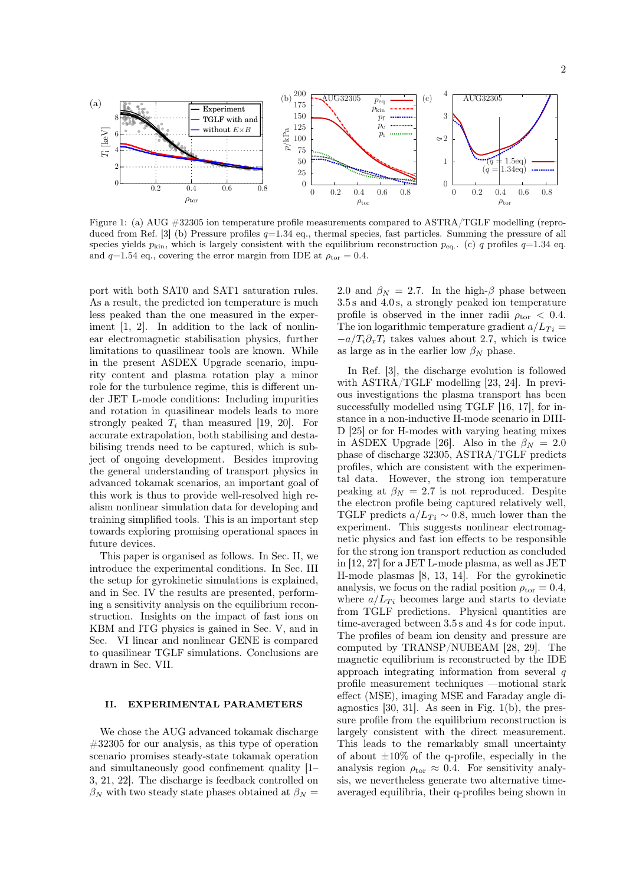Figure 1: (a) AUG #32305 ion temperature profile measurements compared to ASTRA/TGLF modelling (reproduced from Ref. [3] (b) Pressure profiles $q$=1.34 eq., thermal species, fast particles. Summing the pressure of all species yields $p_{\rm kin}$, which is largely consistent with the equilibrium reconstruction $p_{\rm eq.}$. (c) $q$ profiles $q$=1.34 eq. and $q$=1.54 eq., covering the error margin from IDE at $\rho_{\rm tor} = 0.4$.

port with both SAT0 and SAT1 saturation rules. As a result, the predicted ion temperature is much less peaked than the one measured in the experiment [1, 2]. In addition to the lack of nonlinear electromagnetic stabilisation physics, further limitations to quasilinear tools are known. While in the present ASDEX Upgrade scenario, impurity content and plasma rotation play a minor role for the turbulence regime, this is different under JET L-mode conditions: Including impurities and rotation in quasilinear models leads to more strongly peaked $T_i$ than measured [19, 20]. For accurate extrapolation, both stabilising and destabilising trends need to be captured, which is subject of ongoing development. Besides improving the general understanding of transport physics in advanced tokamak scenarios, an important goal of this work is thus to provide well-resolved high realism nonlinear simulation data for developing and training simplified tools. This is an important step towards exploring promising operational spaces in future devices.

This paper is organised as follows. In Sec. II, we introduce the experimental conditions. In Sec. III the setup for gyrokinetic simulations is explained, and in Sec. IV the results are presented, performing a sensitivity analysis on the equilibrium reconstruction. Insights on the impact of fast ions on KBM and ITG physics is gained in Sec. V, and in Sec. VI linear and nonlinear GENE is compared to quasilinear TGLF simulations. Conclusions are drawn in Sec. VII.

## II. EXPERIMENTAL PARAMETERS

We chose the AUG advanced tokamak discharge #32305 for our analysis, as this type of operation scenario promises steady-state tokamak operation and simultaneously good confinement quality [1–3, 21, 22]. The discharge is feedback controlled on $\beta_N$ with two steady state phases obtained at $\beta_N =$ 2.0 and $\beta_N = 2.7$. In the high-$\beta$ phase between 3.5 s and 4.0 s, a strongly peaked ion temperature profile is observed in the inner radii $\rho_{\rm tor} < 0.4$. The ion logarithmic temperature gradient $a/L_{Ti} = -a/T_i \partial_x T_i$ takes values about 2.7, which is twice as large as in the earlier low $\beta_N$ phase.

In Ref. [3], the discharge evolution is followed with ASTRA/TGLF modelling [23, 24]. In previous investigations the plasma transport has been successfully modelled using TGLF [16, 17], for instance in a non-inductive H-mode scenario in DIII-D [25] or for H-modes with varying heating mixes in ASDEX Upgrade [26]. Also in the $\beta_N = 2.0$ phase of discharge 32305, ASTRA/TGLF predicts profiles, which are consistent with the experimental data. However, the strong ion temperature peaking at $\beta_N = 2.7$ is not reproduced. Despite the electron profile being captured relatively well, TGLF predicts $a/L_{Ti} \sim 0.8$, much lower than the experiment. This suggests nonlinear electromagnetic physics and fast ion effects to be responsible for the strong ion transport reduction as concluded in [12, 27] for a JET L-mode plasma, as well as JET H-mode plasmas [8, 13, 14]. For the gyrokinetic analysis, we focus on the radial position $\rho_{\rm tor} = 0.4$, where $a/L_{Ti}$ becomes large and starts to deviate from TGLF predictions. Physical quantities are time-averaged between 3.5 s and 4 s for code input. The profiles of beam ion density and pressure are computed by TRANSP/NUBEAM [28, 29]. The magnetic equilibrium is reconstructed by the IDE approach integrating information from several $q$ profile measurement techniques —motional stark effect (MSE), imaging MSE and Faraday angle diagnostics [30, 31]. As seen in Fig. 1(b), the pressure profile from the equilibrium reconstruction is largely consistent with the direct measurement. This leads to the remarkably small uncertainty of about ±10% of the q-profile, especially in the analysis region $\rho_{\rm tor} \approx 0.4$. For sensitivity analysis, we nevertheless generate two alternative time-averaged equilibria, their q-profiles being shown in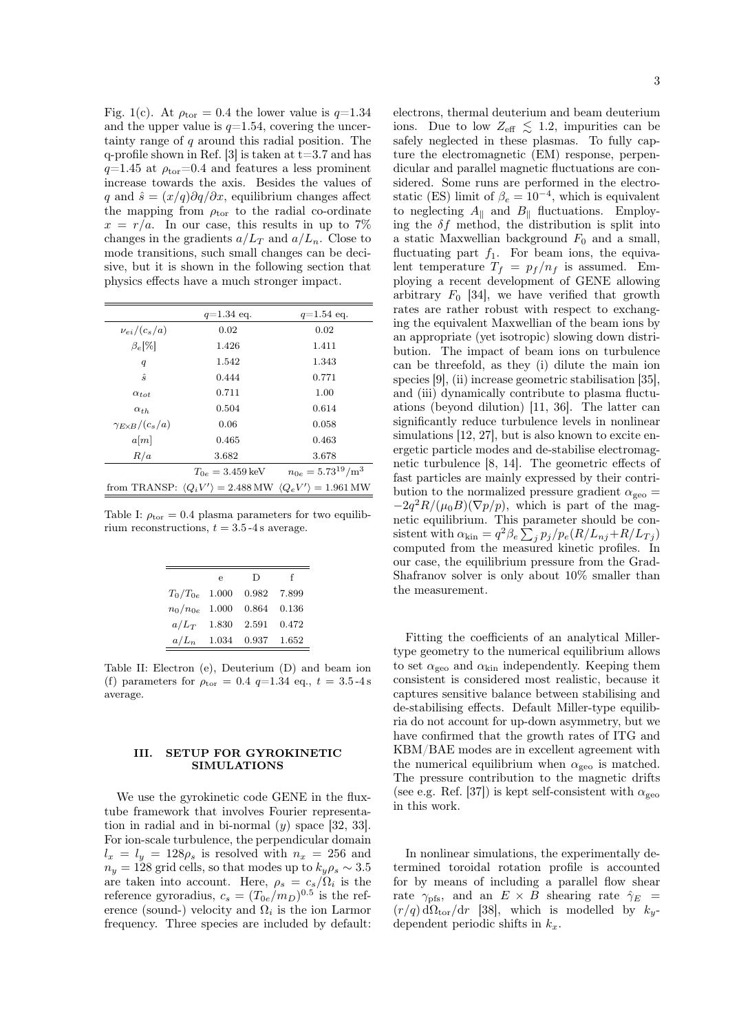Fig. 1(c). At $\rho_{\rm tor} = 0.4$ the lower value is $q$=1.34 and the upper value is $q$=1.54, covering the uncertainty range of $q$ around this radial position. The q-profile shown in Ref. [3] is taken at t=3.7 and has $q$=1.45 at $\rho_{\rm tor}$=0.4 and features a less prominent increase towards the axis. Besides the values of $q$ and $\hat{s} = (x/q)\partial q/\partial x$, equilibrium changes affect the mapping from $\rho_{\rm tor}$ to the radial co-ordinate $x = r/a$. In our case, this results in up to 7% changes in the gradients $a/L_T$ and $a/L_n$. Close to mode transitions, such small changes can be decisive, but it is shown in the following section that physics effects have a much stronger impact.

| | $q$=1.34 eq. | $q$=1.54 eq. |
|---|---|---|
| $\nu_{ei}/(c_s/a)$ | 0.02 | 0.02 |
| $\beta_e[\%]$ | 1.426 | 1.411 |
| $q$ | 1.542 | 1.343 |
| $\hat{s}$ | 0.444 | 0.771 |
| $\alpha_{tot}$ | 0.711 | 1.00 |
| $\alpha_{th}$ | 0.504 | 0.614 |
| $\gamma_{E\times B}/(c_s/a)$ | 0.06 | 0.058 |
| $a[m]$ | 0.465 | 0.463 |
| $R/a$ | 3.682 | 3.678 |
| | $T_{0e} = 3.459\,\mathrm{keV}$ | $n_{0e} = 5.73^{19}/\mathrm{m}^3$ |
| from TRANSP: | $\langle Q_i V' \rangle = 2.488\,\mathrm{MW}$ | $\langle Q_e V' \rangle = 1.961\,\mathrm{MW}$ |

Table I: $\rho_{\rm tor} = 0.4$ plasma parameters for two equilibrium reconstructions, $t = 3.5$-4 s average.

| | e | D | f |
|---|---|---|---|
| $T_0/T_{0e}$ | 1.000 | 0.982 | 7.899 |
| $n_0/n_{0e}$ | 1.000 | 0.864 | 0.136 |
| $a/L_T$ | 1.830 | 2.591 | 0.472 |
| $a/L_n$ | 1.034 | 0.937 | 1.652 |

Table II: Electron (e), Deuterium (D) and beam ion (f) parameters for $\rho_{\rm tor} = 0.4$ $q$=1.34 eq., $t = 3.5$-4 s average.

## III. SETUP FOR GYROKINETIC SIMULATIONS

We use the gyrokinetic code GENE in the flux-tube framework that involves Fourier representation in radial and in bi-normal ($y$) space [32, 33]. For ion-scale turbulence, the perpendicular domain $l_x = l_y = 128\rho_s$ is resolved with $n_x = 256$ and $n_y = 128$ grid cells, so that modes up to $k_y\rho_s \sim 3.5$ are taken into account. Here, $\rho_s = c_s/\Omega_i$ is the reference gyroradius, $c_s = (T_{0e}/m_D)^{0.5}$ is the reference (sound-) velocity and $\Omega_i$ is the ion Larmor frequency. Three species are included by default: electrons, thermal deuterium and beam deuterium ions. Due to low $Z_{\rm eff} \lesssim 1.2$, impurities can be safely neglected in these plasmas. To fully capture the electromagnetic (EM) response, perpendicular and parallel magnetic fluctuations are considered. Some runs are performed in the electrostatic (ES) limit of $\beta_e = 10^{-4}$, which is equivalent to neglecting $A_\parallel$ and $B_\parallel$ fluctuations. Employing the $\delta f$ method, the distribution is split into a static Maxwellian background $F_0$ and a small, fluctuating part $f_1$. For beam ions, the equivalent temperature $T_f = p_f/n_f$ is assumed. Employing a recent development of GENE allowing arbitrary $F_0$ [34], we have verified that growth rates are rather robust with respect to exchanging the equivalent Maxwellian of the beam ions by an appropriate (yet isotropic) slowing down distribution. The impact of beam ions on turbulence can be threefold, as they (i) dilute the main ion species [9], (ii) increase geometric stabilisation [35], and (iii) dynamically contribute to plasma fluctuations (beyond dilution) [11, 36]. The latter can significantly reduce turbulence levels in nonlinear simulations [12, 27], but is also known to excite energetic particle modes and de-stabilise electromagnetic turbulence [8, 14]. The geometric effects of fast particles are mainly expressed by their contribution to the normalized pressure gradient $\alpha_{\rm geo} = -2q^2 R/(\mu_0 B)(\nabla p/p)$, which is part of the magnetic equilibrium. This parameter should be consistent with $\alpha_{\rm kin} = q^2\beta_e \sum_j p_j/p_e(R/L_{nj}+R/L_{Tj})$ computed from the measured kinetic profiles. In our case, the equilibrium pressure from the Grad-Shafranov solver is only about 10% smaller than the measurement.

Fitting the coefficients of an analytical Miller-type geometry to the numerical equilibrium allows to set $\alpha_{\rm geo}$ and $\alpha_{\rm kin}$ independently. Keeping them consistent is considered most realistic, because it captures sensitive balance between stabilising and de-stabilising effects. Default Miller-type equilibria do not account for up-down asymmetry, but we have confirmed that the growth rates of ITG and KBM/BAE modes are in excellent agreement with the numerical equilibrium when $\alpha_{\rm geo}$ is matched. The pressure contribution to the magnetic drifts (see e.g. Ref. [37]) is kept self-consistent with $\alpha_{\rm geo}$ in this work.

In nonlinear simulations, the experimentally determined toroidal rotation profile is accounted for by means of including a parallel flow shear rate $\gamma_{\rm pfs}$, and an $E \times B$ shearing rate $\hat{\gamma}_E = (r/q)\,\mathrm{d}\Omega_{\rm tor}/\mathrm{d}r$ [38], which is modelled by $k_y$-dependent periodic shifts in $k_x$.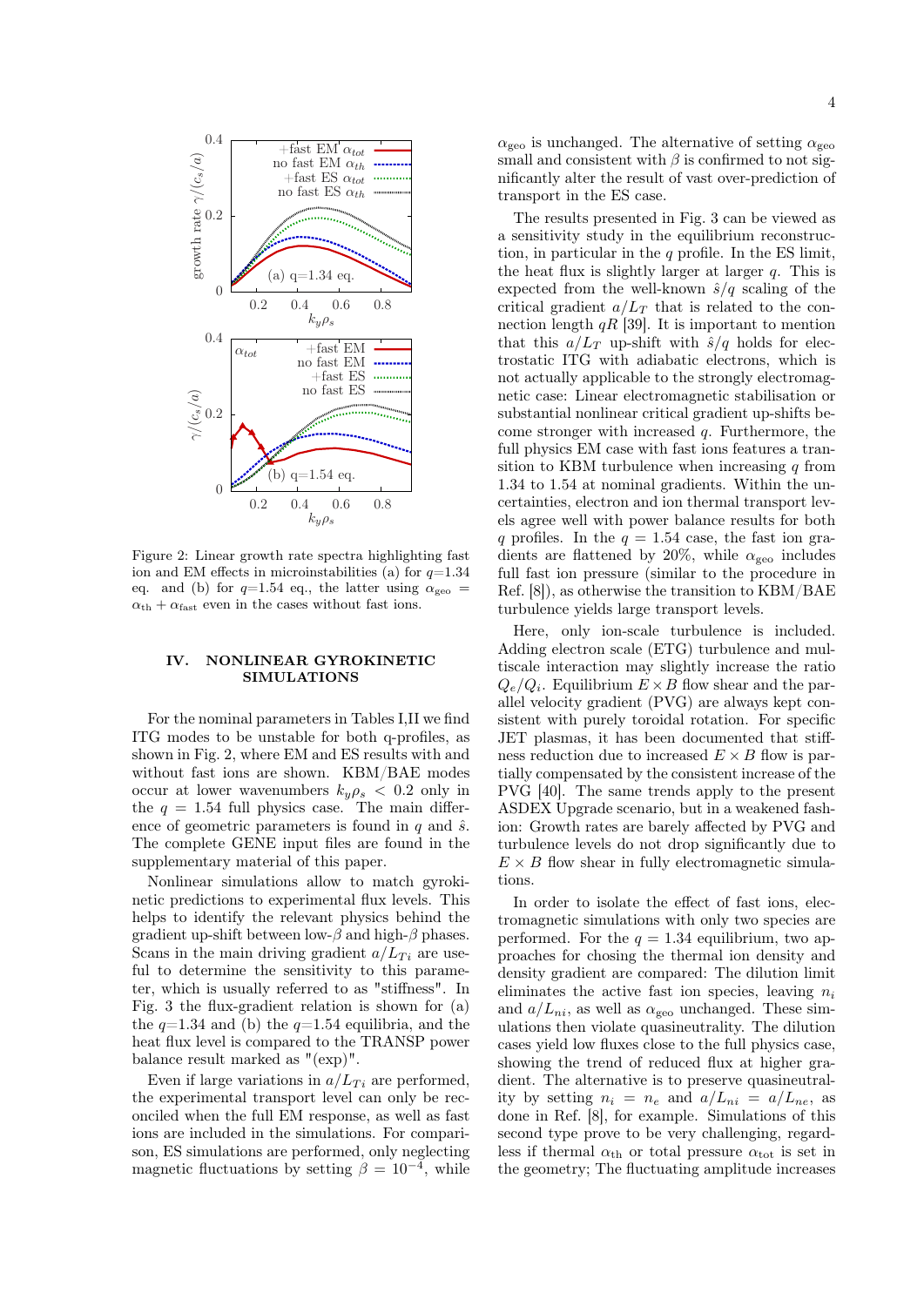Figure 2: Linear growth rate spectra highlighting fast ion and EM effects in microinstabilities (a) for $q$=1.34 eq. and (b) for $q$=1.54 eq., the latter using $\alpha_{\rm geo} = \alpha_{\rm th} + \alpha_{\rm fast}$ even in the cases without fast ions.

## IV. NONLINEAR GYROKINETIC SIMULATIONS

For the nominal parameters in Tables I,II we find ITG modes to be unstable for both q-profiles, as shown in Fig. 2, where EM and ES results with and without fast ions are shown. KBM/BAE modes occur at lower wavenumbers $k_y\rho_s < 0.2$ only in the $q = 1.54$ full physics case. The main difference of geometric parameters is found in $q$ and $\hat{s}$. The complete GENE input files are found in the supplementary material of this paper.

Nonlinear simulations allow to match gyrokinetic predictions to experimental flux levels. This helps to identify the relevant physics behind the gradient up-shift between low-$\beta$ and high-$\beta$ phases. Scans in the main driving gradient $a/L_{Ti}$ are useful to determine the sensitivity to this parameter, which is usually referred to as "stiffness". In Fig. 3 the flux-gradient relation is shown for (a) the $q$=1.34 and (b) the $q$=1.54 equilibria, and the heat flux level is compared to the TRANSP power balance result marked as "(exp)".

Even if large variations in $a/L_{Ti}$ are performed, the experimental transport level can only be reconciled when the full EM response, as well as fast ions are included in the simulations. For comparison, ES simulations are performed, only neglecting magnetic fluctuations by setting $\beta = 10^{-4}$, while $\alpha_{\rm geo}$ is unchanged. The alternative of setting $\alpha_{\rm geo}$ small and consistent with $\beta$ is confirmed to not significantly alter the result of vast over-prediction of transport in the ES case.

The results presented in Fig. 3 can be viewed as a sensitivity study in the equilibrium reconstruction, in particular in the $q$ profile. In the ES limit, the heat flux is slightly larger at larger $q$. This is expected from the well-known $\hat{s}/q$ scaling of the critical gradient $a/L_T$ that is related to the connection length $qR$ [39]. It is important to mention that this $a/L_T$ up-shift with $\hat{s}/q$ holds for electrostatic ITG with adiabatic electrons, which is not actually applicable to the strongly electromagnetic case: Linear electromagnetic stabilisation or substantial nonlinear critical gradient up-shifts become stronger with increased $q$. Furthermore, the full physics EM case with fast ions features a transition to KBM turbulence when increasing $q$ from 1.34 to 1.54 at nominal gradients. Within the uncertainties, electron and ion thermal transport levels agree well with power balance results for both $q$ profiles. In the $q = 1.54$ case, the fast ion gradients are flattened by 20%, while $\alpha_{\rm geo}$ includes full fast ion pressure (similar to the procedure in Ref. [8]), as otherwise the transition to KBM/BAE turbulence yields large transport levels.

Here, only ion-scale turbulence is included. Adding electron scale (ETG) turbulence and multiscale interaction may slightly increase the ratio $Q_e/Q_i$. Equilibrium $E \times B$ flow shear and the parallel velocity gradient (PVG) are always kept consistent with purely toroidal rotation. For specific JET plasmas, it has been documented that stiffness reduction due to increased $E \times B$ flow is partially compensated by the consistent increase of the PVG [40]. The same trends apply to the present ASDEX Upgrade scenario, but in a weakened fashion: Growth rates are barely affected by PVG and turbulence levels do not drop significantly due to $E \times B$ flow shear in fully electromagnetic simulations.

In order to isolate the effect of fast ions, electromagnetic simulations with only two species are performed. For the $q = 1.34$ equilibrium, two approaches for chosing the thermal ion density and density gradient are compared: The dilution limit eliminates the active fast ion species, leaving $n_i$ and $a/L_{ni}$, as well as $\alpha_{\rm geo}$ unchanged. These simulations then violate quasineutrality. The dilution cases yield low fluxes close to the full physics case, showing the trend of reduced flux at higher gradient. The alternative is to preserve quasineutrality by setting $n_i = n_e$ and $a/L_{ni} = a/L_{ne}$, as done in Ref. [8], for example. Simulations of this second type prove to be very challenging, regardless if thermal $\alpha_{\rm th}$ or total pressure $\alpha_{\rm tot}$ is set in the geometry; The fluctuating amplitude increases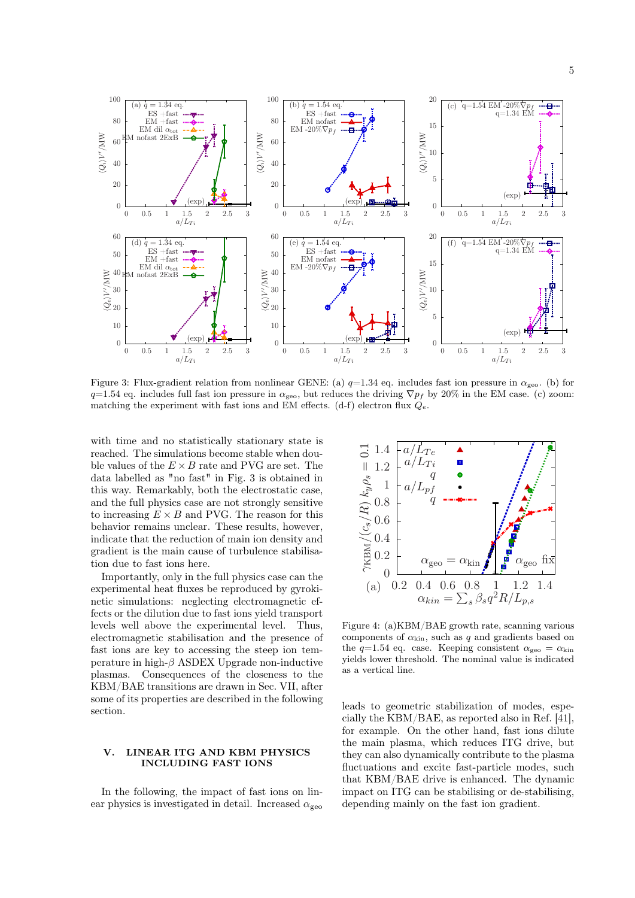Figure 3: Flux-gradient relation from nonlinear GENE: (a) $q$=1.34 eq. includes fast ion pressure in $\alpha_{\rm geo}$. (b) for $q$=1.54 eq. includes full fast ion pressure in $\alpha_{\rm geo}$, but reduces the driving $\nabla p_f$ by 20% in the EM case. (c) zoom: matching the experiment with fast ions and EM effects. (d-f) electron flux $Q_e$.

with time and no statistically stationary state is reached. The simulations become stable when double values of the $E\times B$ rate and PVG are set. The data labelled as "no fast" in Fig. 3 is obtained in this way. Remarkably, both the electrostatic case, and the full physics case are not strongly sensitive to increasing $E\times B$ and PVG. The reason for this behavior remains unclear. These results, however, indicate that the reduction of main ion density and gradient is the main cause of turbulence stabilisation due to fast ions here.

Importantly, only in the full physics case can the experimental heat fluxes be reproduced by gyrokinetic simulations: neglecting electromagnetic effects or the dilution due to fast ions yield transport levels well above the experimental level. Thus, electromagnetic stabilisation and the presence of fast ions are key to accessing the steep ion temperature in high-$\beta$ ASDEX Upgrade non-inductive plasmas. Consequences of the closeness to the KBM/BAE transitions are drawn in Sec. VII, after some of its properties are described in the following section.

## V. LINEAR ITG AND KBM PHYSICS INCLUDING FAST IONS

In the following, the impact of fast ions on linear physics is investigated in detail. Increased $\alpha_{\rm geo}$ leads to geometric stabilization of modes, especially the KBM/BAE, as reported also in Ref. [41], for example. On the other hand, fast ions dilute the main plasma, which reduces ITG drive, but they can also dynamically contribute to the plasma fluctuations and excite fast-particle modes, such that KBM/BAE drive is enhanced. The dynamic impact on ITG can be stabilising or de-stabilising, depending mainly on the fast ion gradient.

Figure 4: (a)KBM/BAE growth rate, scanning various components of $\alpha_{\rm kin}$, such as $q$ and gradients based on the $q$=1.54 eq. case. Keeping consistent $\alpha_{\rm geo}=\alpha_{\rm kin}$ yields lower threshold. The nominal value is indicated as a vertical line.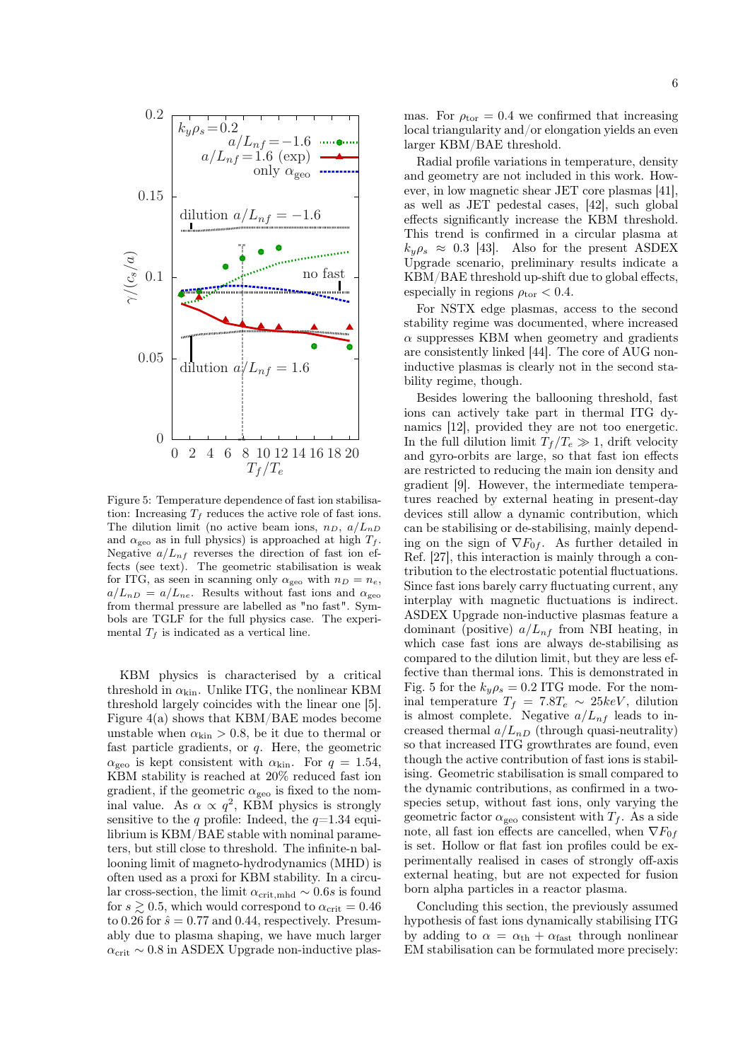Figure 5: Temperature dependence of fast ion stabilisation: Increasing $T_f$ reduces the active role of fast ions. The dilution limit (no active beam ions, $n_D$, $a/L_{nD}$ and $\alpha_{\rm geo}$ as in full physics) is approached at high $T_f$. Negative $a/L_{nf}$ reverses the direction of fast ion effects (see text). The geometric stabilisation is weak for ITG, as seen in scanning only $\alpha_{\rm geo}$ with $n_D = n_e$, $a/L_{nD} = a/L_{ne}$. Results without fast ions and $\alpha_{\rm geo}$ from thermal pressure are labelled as "no fast". Symbols are TGLF for the full physics case. The experimental $T_f$ is indicated as a vertical line.

KBM physics is characterised by a critical threshold in $\alpha_{\rm kin}$. Unlike ITG, the nonlinear KBM threshold largely coincides with the linear one [5]. Figure 4(a) shows that KBM/BAE modes become unstable when $\alpha_{\rm kin} > 0.8$, be it due to thermal or fast particle gradients, or $q$. Here, the geometric $\alpha_{\rm geo}$ is kept consistent with $\alpha_{\rm kin}$. For $q = 1.54$, KBM stability is reached at 20% reduced fast ion gradient, if the geometric $\alpha_{\rm geo}$ is fixed to the nominal value. As $\alpha \propto q^2$, KBM physics is strongly sensitive to the $q$ profile: Indeed, the $q$=1.34 equilibrium is KBM/BAE stable with nominal parameters, but still close to threshold. The infinite-n ballooning limit of magneto-hydrodynamics (MHD) is often used as a proxi for KBM stability. In a circular cross-section, the limit $\alpha_{\rm crit,mhd} \sim 0.6s$ is found for $s \gtrsim 0.5$, which would correspond to $\alpha_{\rm crit} = 0.46$ to 0.26 for $\hat{s} = 0.77$ and 0.44, respectively. Presumably due to plasma shaping, we have much larger $\alpha_{\rm crit} \sim 0.8$ in ASDEX Upgrade non-inductive plasmas. For $\rho_{\rm tor} = 0.4$ we confirmed that increasing local triangularity and/or elongation yields an even larger KBM/BAE threshold.

Radial profile variations in temperature, density and geometry are not included in this work. However, in low magnetic shear JET core plasmas [41], as well as JET pedestal cases, [42], such global effects significantly increase the KBM threshold. This trend is confirmed in a circular plasma at $k_y\rho_s \approx 0.3$ [43]. Also for the present ASDEX Upgrade scenario, preliminary results indicate a KBM/BAE threshold up-shift due to global effects, especially in regions $\rho_{\rm tor} < 0.4$.

For NSTX edge plasmas, access to the second stability regime was documented, where increased $\alpha$ suppresses KBM when geometry and gradients are consistently linked [44]. The core of AUG non-inductive plasmas is clearly not in the second stability regime, though.

Besides lowering the ballooning threshold, fast ions can actively take part in thermal ITG dynamics [12], provided they are not too energetic. In the full dilution limit $T_f/T_e \gg 1$, drift velocity and gyro-orbits are large, so that fast ion effects are restricted to reducing the main ion density and gradient [9]. However, the intermediate temperatures reached by external heating in present-day devices still allow a dynamic contribution, which can be stabilising or de-stabilising, mainly depending on the sign of $\nabla F_{0f}$. As further detailed in Ref. [27], this interaction is mainly through a contribution to the electrostatic potential fluctuations. Since fast ions barely carry fluctuating current, any interplay with magnetic fluctuations is indirect. ASDEX Upgrade non-inductive plasmas feature a dominant (positive) $a/L_{nf}$ from NBI heating, in which case fast ions are always de-stabilising as compared to the dilution limit, but they are less effective than thermal ions. This is demonstrated in Fig. 5 for the $k_y\rho_s = 0.2$ ITG mode. For the nominal temperature $T_f = 7.8T_e \sim 25keV$, dilution is almost complete. Negative $a/L_{nf}$ leads to increased thermal $a/L_{nD}$ (through quasi-neutrality) so that increased ITG growthrates are found, even though the active contribution of fast ions is stabilising. Geometric stabilisation is small compared to the dynamic contributions, as confirmed in a two-species setup, without fast ions, only varying the geometric factor $\alpha_{\rm geo}$ consistent with $T_f$. As a side note, all fast ion effects are cancelled, when $\nabla F_{0f}$ is set. Hollow or flat fast ion profiles could be experimentally realised in cases of strongly off-axis external heating, but are not expected for fusion born alpha particles in a reactor plasma.

Concluding this section, the previously assumed hypothesis of fast ions dynamically stabilising ITG by adding to $\alpha = \alpha_{\rm th} + \alpha_{\rm fast}$ through nonlinear EM stabilisation can be formulated more precisely: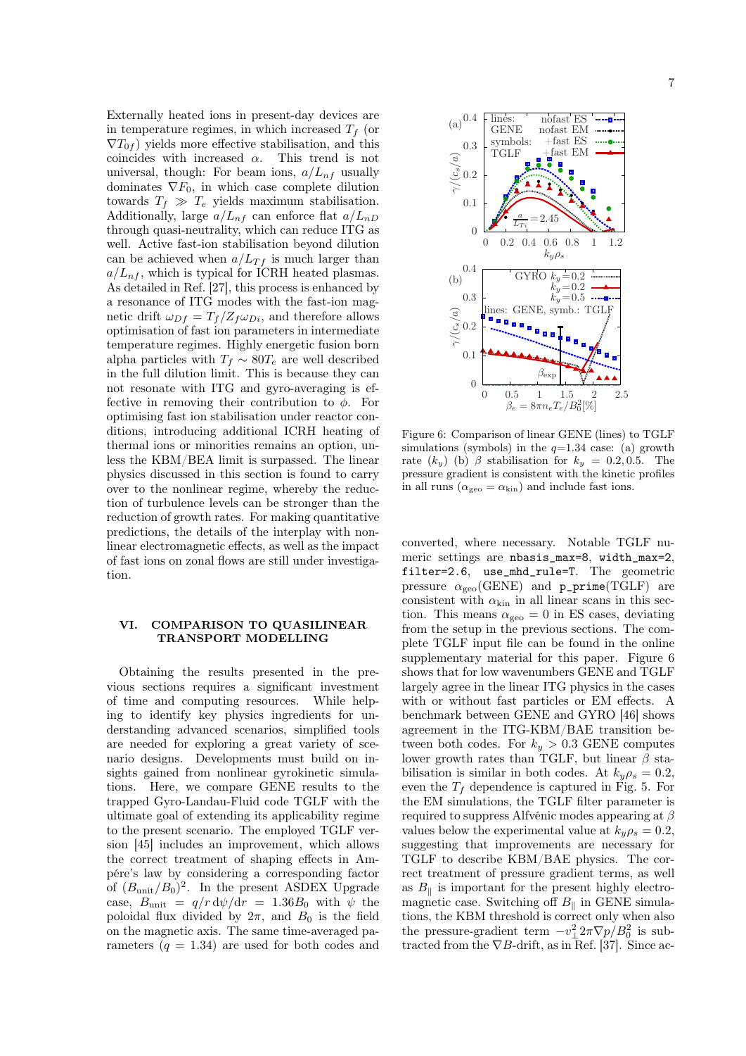Externally heated ions in present-day devices are in temperature regimes, in which increased $T_f$ (or $\nabla T_{0f}$) yields more effective stabilisation, and this coincides with increased $\alpha$. This trend is not universal, though: For beam ions, $a/L_{nf}$ usually dominates $\nabla F_0$, in which case complete dilution towards $T_f \gg T_e$ yields maximum stabilisation. Additionally, large $a/L_{nf}$ can enforce flat $a/L_{nD}$ through quasi-neutrality, which can reduce ITG as well. Active fast-ion stabilisation beyond dilution can be achieved when $a/L_{Tf}$ is much larger than $a/L_{nf}$, which is typical for ICRH heated plasmas. As detailed in Ref. [27], this process is enhanced by a resonance of ITG modes with the fast-ion magnetic drift $\omega_{Df} = T_f/Z_f\omega_{Di}$, and therefore allows optimisation of fast ion parameters in intermediate temperature regimes. Highly energetic fusion born alpha particles with $T_f \sim 80T_e$ are well described in the full dilution limit. This is because they can not resonate with ITG and gyro-averaging is effective in removing their contribution to $\phi$. For optimising fast ion stabilisation under reactor conditions, introducing additional ICRH heating of thermal ions or minorities remains an option, unless the KBM/BEA limit is surpassed. The linear physics discussed in this section is found to carry over to the nonlinear regime, whereby the reduction of turbulence levels can be stronger than the reduction of growth rates. For making quantitative predictions, the details of the interplay with nonlinear electromagnetic effects, as well as the impact of fast ions on zonal flows are still under investigation.

## VI. COMPARISON TO QUASILINEAR TRANSPORT MODELLING

Obtaining the results presented in the previous sections requires a significant investment of time and computing resources. While helping to identify key physics ingredients for understanding advanced scenarios, simplified tools are needed for exploring a great variety of scenario designs. Developments must build on insights gained from nonlinear gyrokinetic simulations. Here, we compare GENE results to the trapped Gyro-Landau-Fluid code TGLF with the ultimate goal of extending its applicability regime to the present scenario. The employed TGLF version [45] includes an improvement, which allows the correct treatment of shaping effects in Ampére's law by considering a corresponding factor of $(B_{\rm unit}/B_0)^2$. In the present ASDEX Upgrade case, $B_{\rm unit} = q/r\,\mathrm{d}\psi/\mathrm{d}r = 1.36B_0$ with $\psi$ the poloidal flux divided by $2\pi$, and $B_0$ is the field on the magnetic axis. The same time-averaged parameters ($q = 1.34$) are used for both codes and converted, where necessary. Notable TGLF numeric settings are `nbasis_max=8`, `width_max=2`, `filter=2.6`, `use_mhd_rule=T`. The geometric pressure $\alpha_{\rm geo}$(GENE) and `p_prime`(TGLF) are consistent with $\alpha_{\rm kin}$ in all linear scans in this section. This means $\alpha_{\rm geo} = 0$ in ES cases, deviating from the setup in the previous sections. The complete TGLF input file can be found in the online supplementary material for this paper. Figure 6 shows that for low wavenumbers GENE and TGLF largely agree in the linear ITG physics in the cases with or without fast particles or EM effects. A benchmark between GENE and GYRO [46] shows agreement in the ITG-KBM/BAE transition between both codes. For $k_y > 0.3$ GENE computes lower growth rates than TGLF, but linear $\beta$ stabilisation is similar in both codes. At $k_y\rho_s = 0.2$, even the $T_f$ dependence is captured in Fig. 5. For the EM simulations, the TGLF filter parameter is required to suppress Alfvénic modes appearing at $\beta$ values below the experimental value at $k_y\rho_s = 0.2$, suggesting that improvements are necessary for TGLF to describe KBM/BAE physics. The correct treatment of pressure gradient terms, as well as $B_\parallel$ is important for the present highly electromagnetic case. Switching off $B_\parallel$ in GENE simulations, the KBM threshold is correct only when also the pressure-gradient term $-v_\perp^2 2\pi\nabla p/B_0^2$ is subtracted from the $\nabla B$-drift, as in Ref. [37]. Since ac-

Figure 6: Comparison of linear GENE (lines) to TGLF simulations (symbols) in the $q$=1.34 case: (a) growth rate ($k_y$) (b) $\beta$ stabilisation for $k_y = 0.2, 0.5$. The pressure gradient is consistent with the kinetic profiles in all runs ($\alpha_{\rm geo} = \alpha_{\rm kin}$) and include fast ions.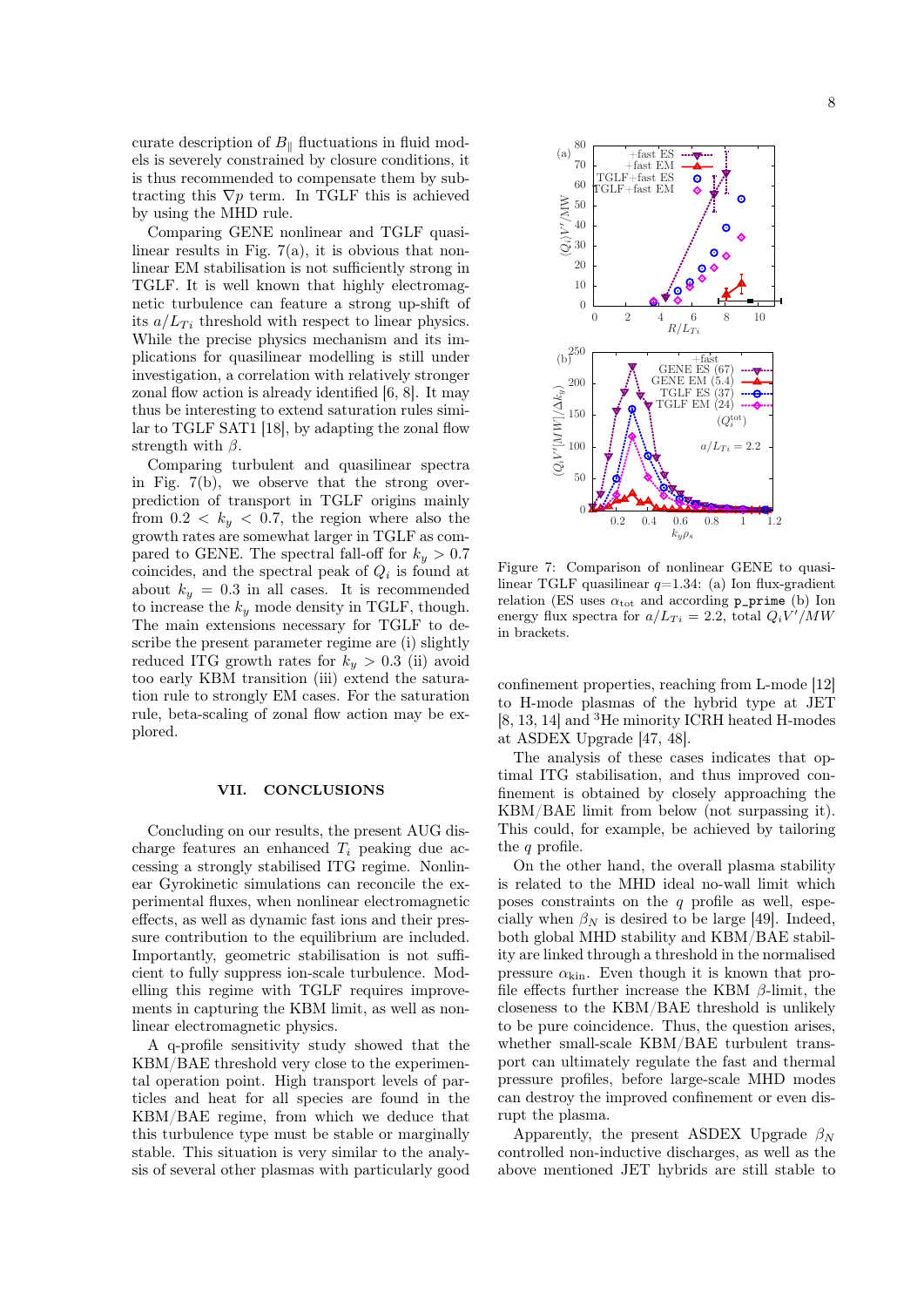curate description of $B_\parallel$ fluctuations in fluid models is severely constrained by closure conditions, it is thus recommended to compensate them by subtracting this $\nabla p$ term. In TGLF this is achieved by using the MHD rule.

Comparing GENE nonlinear and TGLF quasilinear results in Fig. 7(a), it is obvious that nonlinear EM stabilisation is not sufficiently strong in TGLF. It is well known that highly electromagnetic turbulence can feature a strong up-shift of its $a/L_{Ti}$ threshold with respect to linear physics. While the precise physics mechanism and its implications for quasilinear modelling is still under investigation, a correlation with relatively stronger zonal flow action is already identified [6, 8]. It may thus be interesting to extend saturation rules similar to TGLF SAT1 [18], by adapting the zonal flow strength with $\beta$.

Comparing turbulent and quasilinear spectra in Fig. 7(b), we observe that the strong overprediction of transport in TGLF origins mainly from $0.2 < k_y < 0.7$, the region where also the growth rates are somewhat larger in TGLF as compared to GENE. The spectral fall-off for $k_y > 0.7$ coincides, and the spectral peak of $Q_i$ is found at about $k_y = 0.3$ in all cases. It is recommended to increase the $k_y$ mode density in TGLF, though. The main extensions necessary for TGLF to describe the present parameter regime are (i) slightly reduced ITG growth rates for $k_y > 0.3$ (ii) avoid too early KBM transition (iii) extend the saturation rule to strongly EM cases. For the saturation rule, beta-scaling of zonal flow action may be explored.

Figure 7: Comparison of nonlinear GENE to quasilinear TGLF quasilinear q=1.34: (a) Ion flux-gradient relation (ES uses $\alpha_{\mathrm{tot}}$ and according `p_prime` (b) Ion energy flux spectra for $a/L_{Ti} = 2.2$, total $Q_i V'/MW$ in brackets.

## VII. CONCLUSIONS

Concluding on our results, the present AUG discharge features an enhanced $T_i$ peaking due accessing a strongly stabilised ITG regime. Nonlinear Gyrokinetic simulations can reconcile the experimental fluxes, when nonlinear electromagnetic effects, as well as dynamic fast ions and their pressure contribution to the equilibrium are included. Importantly, geometric stabilisation is not sufficient to fully suppress ion-scale turbulence. Modelling this regime with TGLF requires improvements in capturing the KBM limit, as well as nonlinear electromagnetic physics.

A q-profile sensitivity study showed that the KBM/BAE threshold very close to the experimental operation point. High transport levels of particles and heat for all species are found in the KBM/BAE regime, from which we deduce that this turbulence type must be stable or marginally stable. This situation is very similar to the analysis of several other plasmas with particularly good confinement properties, reaching from L-mode [12] to H-mode plasmas of the hybrid type at JET [8, 13, 14] and $^3$He minority ICRH heated H-modes at ASDEX Upgrade [47, 48].

The analysis of these cases indicates that optimal ITG stabilisation, and thus improved confinement is obtained by closely approaching the KBM/BAE limit from below (not surpassing it). This could, for example, be achieved by tailoring the $q$ profile.

On the other hand, the overall plasma stability is related to the MHD ideal no-wall limit which poses constraints on the $q$ profile as well, especially when $\beta_N$ is desired to be large [49]. Indeed, both global MHD stability and KBM/BAE stability are linked through a threshold in the normalised pressure $\alpha_{\mathrm{kin}}$. Even though it is known that profile effects further increase the KBM $\beta$-limit, the closeness to the KBM/BAE threshold is unlikely to be pure coincidence. Thus, the question arises, whether small-scale KBM/BAE turbulent transport can ultimately regulate the fast and thermal pressure profiles, before large-scale MHD modes can destroy the improved confinement or even disrupt the plasma.

Apparently, the present ASDEX Upgrade $\beta_N$ controlled non-inductive discharges, as well as the above mentioned JET hybrids are still stable to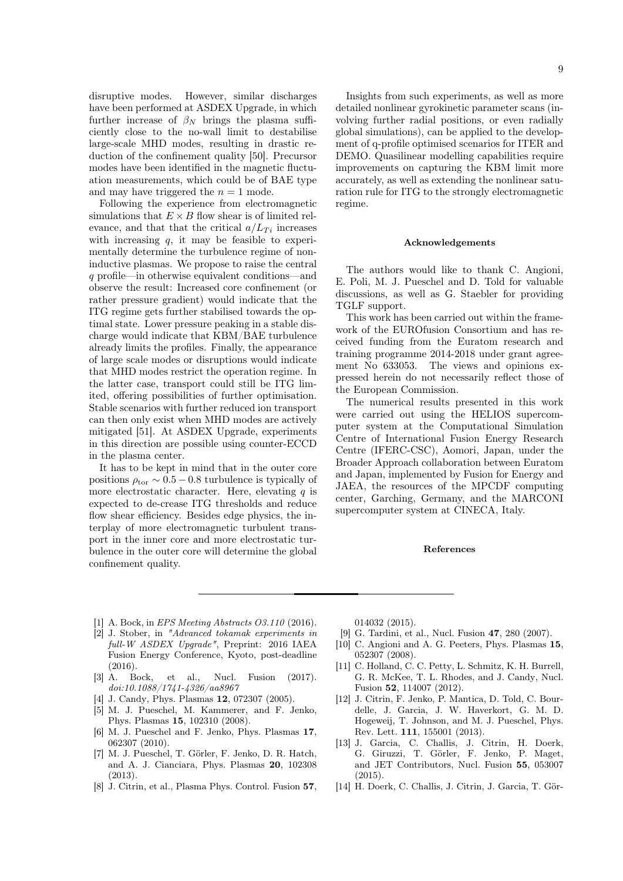disruptive modes. However, similar discharges have been performed at ASDEX Upgrade, in which further increase of $\beta_N$ brings the plasma sufficiently close to the no-wall limit to destabilise large-scale MHD modes, resulting in drastic reduction of the confinement quality [50]. Precursor modes have been identified in the magnetic fluctuation measurements, which could be of BAE type and may have triggered the $n = 1$ mode.

Following the experience from electromagnetic simulations that $E \times B$ flow shear is of limited relevance, and that that the critical $a/L_{Ti}$ increases with increasing $q$, it may be feasible to experimentally determine the turbulence regime of non-inductive plasmas. We propose to raise the central $q$ profile—in otherwise equivalent conditions—and observe the result: Increased core confinement (or rather pressure gradient) would indicate that the ITG regime gets further stabilised towards the optimal state. Lower pressure peaking in a stable discharge would indicate that KBM/BAE turbulence already limits the profiles. Finally, the appearance of large scale modes or disruptions would indicate that MHD modes restrict the operation regime. In the latter case, transport could still be ITG limited, offering possibilities of further optimisation. Stable scenarios with further reduced ion transport can then only exist when MHD modes are actively mitigated [51]. At ASDEX Upgrade, experiments in this direction are possible using counter-ECCD in the plasma center.

It has to be kept in mind that in the outer core positions $\rho_{\rm tor} \sim 0.5 - 0.8$ turbulence is typically of more electrostatic character. Here, elevating $q$ is expected to de-crease ITG thresholds and reduce flow shear efficiency. Besides edge physics, the interplay of more electromagnetic turbulent transport in the inner core and more electrostatic turbulence in the outer core will determine the global confinement quality.

Insights from such experiments, as well as more detailed nonlinear gyrokinetic parameter scans (involving further radial positions, or even radially global simulations), can be applied to the development of q-profile optimised scenarios for ITER and DEMO. Quasilinear modelling capabilities require improvements on capturing the KBM limit more accurately, as well as extending the nonlinear saturation rule for ITG to the strongly electromagnetic regime.

## Acknowledgements

The authors would like to thank C. Angioni, E. Poli, M. J. Pueschel and D. Told for valuable discussions, as well as G. Staebler for providing TGLF support.

This work has been carried out within the framework of the EUROfusion Consortium and has received funding from the Euratom research and training programme 2014-2018 under grant agreement No 633053. The views and opinions expressed herein do not necessarily reflect those of the European Commission.

The numerical results presented in this work were carried out using the HELIOS supercomputer system at the Computational Simulation Centre of International Fusion Energy Research Centre (IFERC-CSC), Aomori, Japan, under the Broader Approach collaboration between Euratom and Japan, implemented by Fusion for Energy and JAEA, the resources of the MPCDF computing center, Garching, Germany, and the MARCONI supercomputer system at CINECA, Italy.

## References

[1] A. Bock, in *EPS Meeting Abstracts O3.110* (2016).

[2] J. Stober, in *"Advanced tokamak experiments in full-W ASDEX Upgrade"*, Preprint: 2016 IAEA Fusion Energy Conference, Kyoto, post-deadline (2016).

[3] A. Bock, et al., Nucl. Fusion (2017). *doi:10.1088/1741-4326/aa8967*

[4] J. Candy, Phys. Plasmas **12**, 072307 (2005).

[5] M. J. Pueschel, M. Kammerer, and F. Jenko, Phys. Plasmas **15**, 102310 (2008).

[6] M. J. Pueschel and F. Jenko, Phys. Plasmas **17**, 062307 (2010).

[7] M. J. Pueschel, T. Görler, F. Jenko, D. R. Hatch, and A. J. Cianciara, Phys. Plasmas **20**, 102308 (2013).

[8] J. Citrin, et al., Plasma Phys. Control. Fusion **57**, 014032 (2015).

[9] G. Tardini, et al., Nucl. Fusion **47**, 280 (2007).

[10] C. Angioni and A. G. Peeters, Phys. Plasmas **15**, 052307 (2008).

[11] C. Holland, C. C. Petty, L. Schmitz, K. H. Burrell, G. R. McKee, T. L. Rhodes, and J. Candy, Nucl. Fusion **52**, 114007 (2012).

[12] J. Citrin, F. Jenko, P. Mantica, D. Told, C. Bourdelle, J. Garcia, J. W. Haverkort, G. M. D. Hogeweij, T. Johnson, and M. J. Pueschel, Phys. Rev. Lett. **111**, 155001 (2013).

[13] J. Garcia, C. Challis, J. Citrin, H. Doerk, G. Giruzzi, T. Görler, F. Jenko, P. Maget, and JET Contributors, Nucl. Fusion **55**, 053007 (2015).

[14] H. Doerk, C. Challis, J. Citrin, J. Garcia, T. Gör-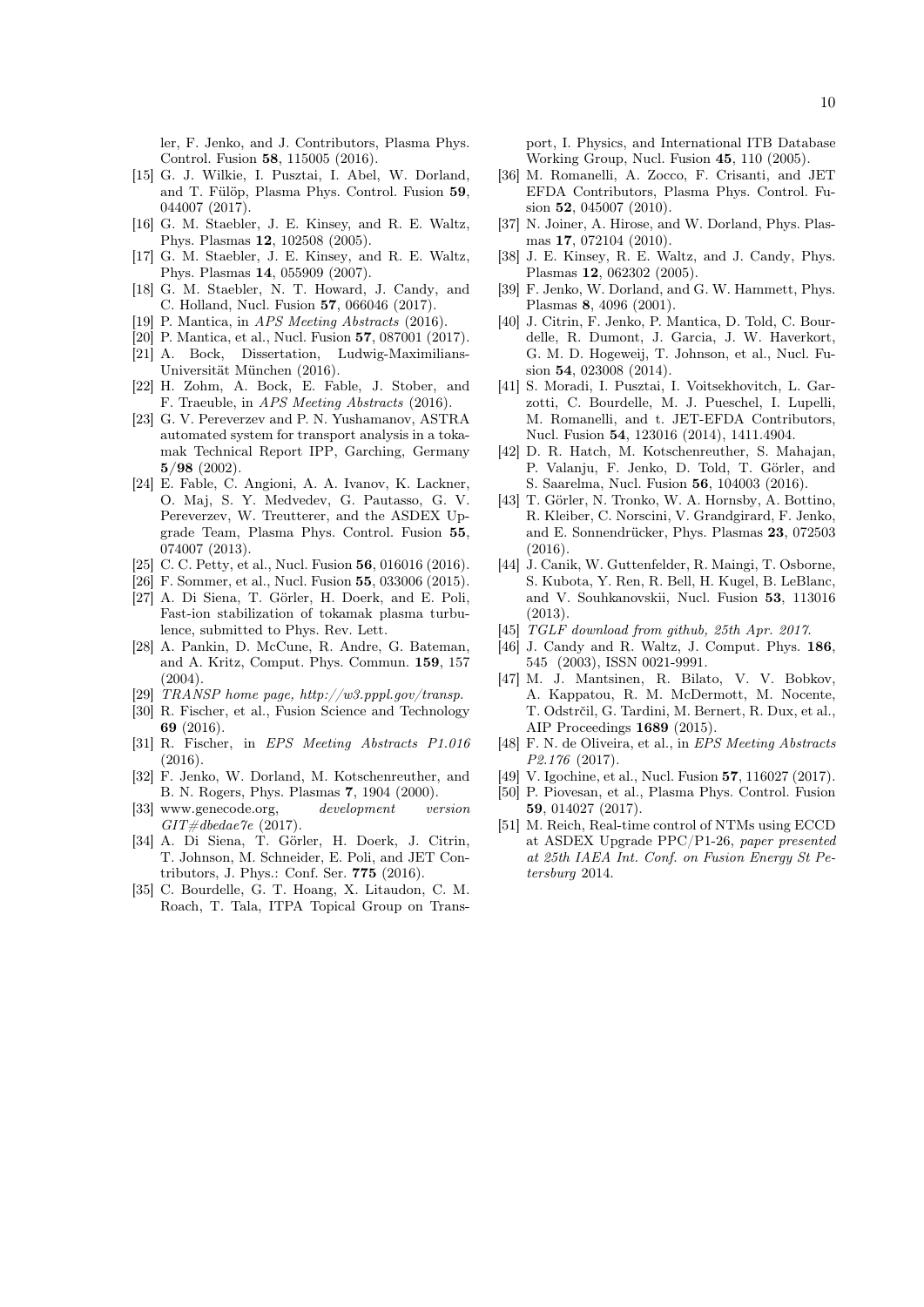ler, F. Jenko, and J. Contributors, Plasma Phys. Control. Fusion **58**, 115005 (2016).

[15] G. J. Wilkie, I. Pusztai, I. Abel, W. Dorland, and T. Fülöp, Plasma Phys. Control. Fusion **59**, 044007 (2017).

[16] G. M. Staebler, J. E. Kinsey, and R. E. Waltz, Phys. Plasmas **12**, 102508 (2005).

[17] G. M. Staebler, J. E. Kinsey, and R. E. Waltz, Phys. Plasmas **14**, 055909 (2007).

[18] G. M. Staebler, N. T. Howard, J. Candy, and C. Holland, Nucl. Fusion **57**, 066046 (2017).

[19] P. Mantica, in *APS Meeting Abstracts* (2016).

[20] P. Mantica, et al., Nucl. Fusion **57**, 087001 (2017).

[21] A. Bock, Dissertation, Ludwig-Maximilians-Universität München (2016).

[22] H. Zohm, A. Bock, E. Fable, J. Stober, and F. Traeuble, in *APS Meeting Abstracts* (2016).

[23] G. V. Pereverzev and P. N. Yushamanov, ASTRA automated system for transport analysis in a tokamak Technical Report IPP, Garching, Germany **5/98** (2002).

[24] E. Fable, C. Angioni, A. A. Ivanov, K. Lackner, O. Maj, S. Y. Medvedev, G. Pautasso, G. V. Pereverzev, W. Treutterer, and the ASDEX Upgrade Team, Plasma Phys. Control. Fusion **55**, 074007 (2013).

[25] C. C. Petty, et al., Nucl. Fusion **56**, 016016 (2016).

[26] F. Sommer, et al., Nucl. Fusion **55**, 033006 (2015).

[27] A. Di Siena, T. Görler, H. Doerk, and E. Poli, Fast-ion stabilization of tokamak plasma turbulence, submitted to Phys. Rev. Lett.

[28] A. Pankin, D. McCune, R. Andre, G. Bateman, and A. Kritz, Comput. Phys. Commun. **159**, 157 (2004).

[29] *TRANSP home page, http://w3.pppl.gov/transp.*

[30] R. Fischer, et al., Fusion Science and Technology **69** (2016).

[31] R. Fischer, in *EPS Meeting Abstracts P1.016* (2016).

[32] F. Jenko, W. Dorland, M. Kotschenreuther, and B. N. Rogers, Phys. Plasmas **7**, 1904 (2000).

[33] www.genecode.org, *development version GIT#dbedae7e* (2017).

[34] A. Di Siena, T. Görler, H. Doerk, J. Citrin, T. Johnson, M. Schneider, E. Poli, and JET Contributors, J. Phys.: Conf. Ser. **775** (2016).

[35] C. Bourdelle, G. T. Hoang, X. Litaudon, C. M. Roach, T. Tala, ITPA Topical Group on Transport, I. Physics, and International ITB Database Working Group, Nucl. Fusion **45**, 110 (2005).

[36] M. Romanelli, A. Zocco, F. Crisanti, and JET EFDA Contributors, Plasma Phys. Control. Fusion **52**, 045007 (2010).

[37] N. Joiner, A. Hirose, and W. Dorland, Phys. Plasmas **17**, 072104 (2010).

[38] J. E. Kinsey, R. E. Waltz, and J. Candy, Phys. Plasmas **12**, 062302 (2005).

[39] F. Jenko, W. Dorland, and G. W. Hammett, Phys. Plasmas **8**, 4096 (2001).

[40] J. Citrin, F. Jenko, P. Mantica, D. Told, C. Bourdelle, R. Dumont, J. Garcia, J. W. Haverkort, G. M. D. Hogeweij, T. Johnson, et al., Nucl. Fusion **54**, 023008 (2014).

[41] S. Moradi, I. Pusztai, I. Voitsekhovitch, L. Garzotti, C. Bourdelle, M. J. Pueschel, I. Lupelli, M. Romanelli, and t. JET-EFDA Contributors, Nucl. Fusion **54**, 123016 (2014), 1411.4904.

[42] D. R. Hatch, M. Kotschenreuther, S. Mahajan, P. Valanju, F. Jenko, D. Told, T. Görler, and S. Saarelma, Nucl. Fusion **56**, 104003 (2016).

[43] T. Görler, N. Tronko, W. A. Hornsby, A. Bottino, R. Kleiber, C. Norscini, V. Grandgirard, F. Jenko, and E. Sonnendrücker, Phys. Plasmas **23**, 072503 (2016).

[44] J. Canik, W. Guttenfelder, R. Maingi, T. Osborne, S. Kubota, Y. Ren, R. Bell, H. Kugel, B. LeBlanc, and V. Souhkanovskii, Nucl. Fusion **53**, 113016 (2013).

[45] *TGLF download from github, 25th Apr. 2017.*

[46] J. Candy and R. Waltz, J. Comput. Phys. **186**, 545 (2003), ISSN 0021-9991.

[47] M. J. Mantsinen, R. Bilato, V. V. Bobkov, A. Kappatou, R. M. McDermott, M. Nocente, T. Odstrčil, G. Tardini, M. Bernert, R. Dux, et al., AIP Proceedings **1689** (2015).

[48] F. N. de Oliveira, et al., in *EPS Meeting Abstracts P2.176* (2017).

[49] V. Igochine, et al., Nucl. Fusion **57**, 116027 (2017).

[50] P. Piovesan, et al., Plasma Phys. Control. Fusion **59**, 014027 (2017).

[51] M. Reich, Real-time control of NTMs using ECCD at ASDEX Upgrade PPC/P1-26, *paper presented at 25th IAEA Int. Conf. on Fusion Energy St Petersburg* 2014.